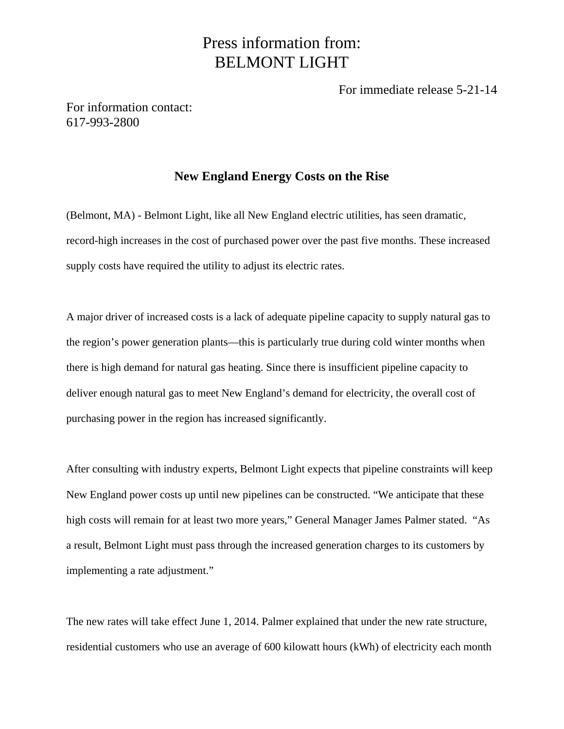Press information from:
BELMONT LIGHT

For immediate release 5-21-14

For information contact:
617-993-2800

## New England Energy Costs on the Rise

(Belmont, MA) - Belmont Light, like all New England electric utilities, has seen dramatic, record-high increases in the cost of purchased power over the past five months. These increased supply costs have required the utility to adjust its electric rates.

A major driver of increased costs is a lack of adequate pipeline capacity to supply natural gas to the region's power generation plants—this is particularly true during cold winter months when there is high demand for natural gas heating. Since there is insufficient pipeline capacity to deliver enough natural gas to meet New England's demand for electricity, the overall cost of purchasing power in the region has increased significantly.

After consulting with industry experts, Belmont Light expects that pipeline constraints will keep New England power costs up until new pipelines can be constructed. "We anticipate that these high costs will remain for at least two more years," General Manager James Palmer stated. "As a result, Belmont Light must pass through the increased generation charges to its customers by implementing a rate adjustment."

The new rates will take effect June 1, 2014. Palmer explained that under the new rate structure, residential customers who use an average of 600 kilowatt hours (kWh) of electricity each month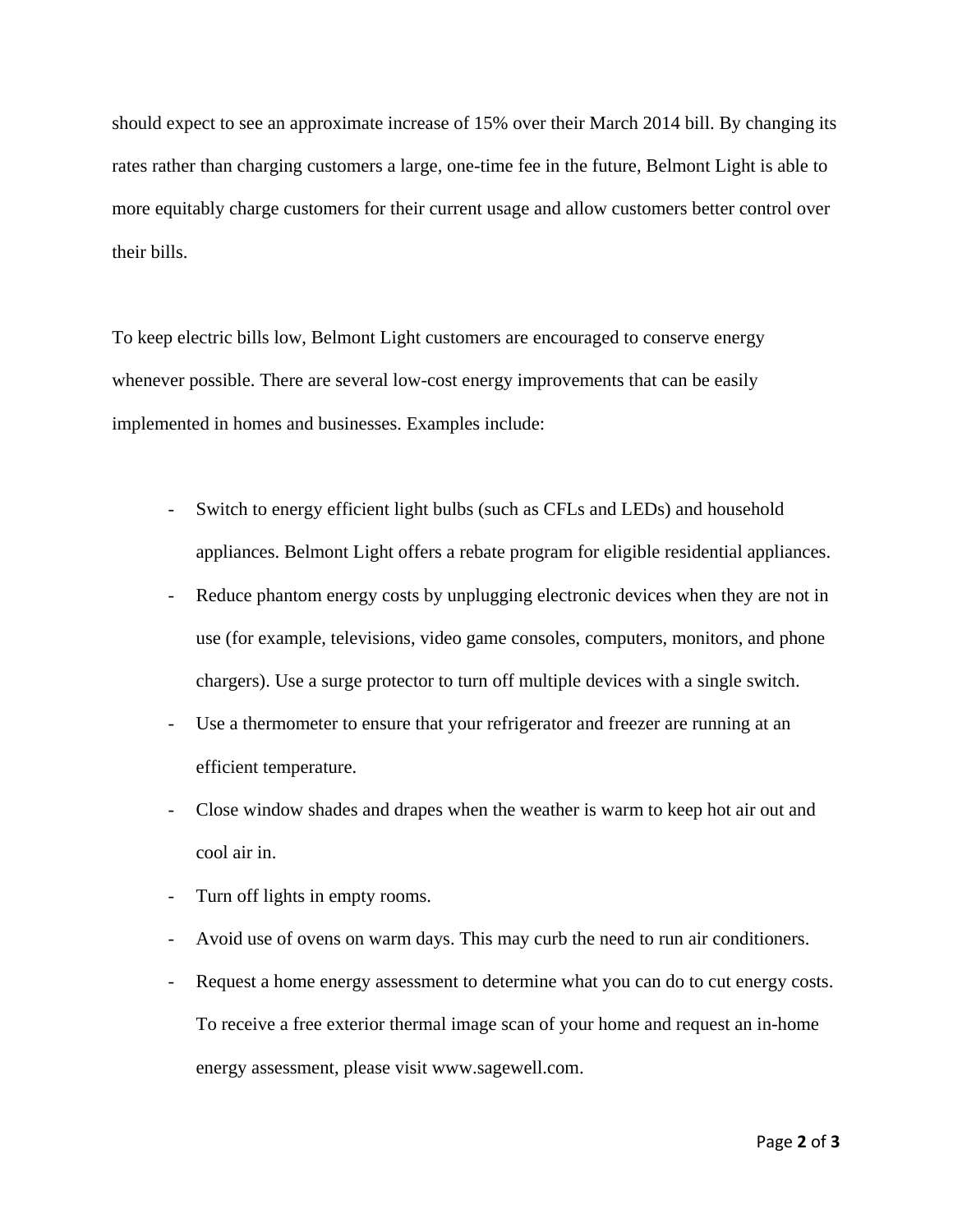should expect to see an approximate increase of 15% over their March 2014 bill. By changing its rates rather than charging customers a large, one-time fee in the future, Belmont Light is able to more equitably charge customers for their current usage and allow customers better control over their bills.

To keep electric bills low, Belmont Light customers are encouraged to conserve energy whenever possible. There are several low-cost energy improvements that can be easily implemented in homes and businesses. Examples include:

- Switch to energy efficient light bulbs (such as CFLs and LEDs) and household appliances. Belmont Light offers a rebate program for eligible residential appliances.
- Reduce phantom energy costs by unplugging electronic devices when they are not in use (for example, televisions, video game consoles, computers, monitors, and phone chargers). Use a surge protector to turn off multiple devices with a single switch.
- Use a thermometer to ensure that your refrigerator and freezer are running at an efficient temperature.
- Close window shades and drapes when the weather is warm to keep hot air out and cool air in.
- Turn off lights in empty rooms.
- Avoid use of ovens on warm days. This may curb the need to run air conditioners.
- Request a home energy assessment to determine what you can do to cut energy costs. To receive a free exterior thermal image scan of your home and request an in-home energy assessment, please visit www.sagewell.com.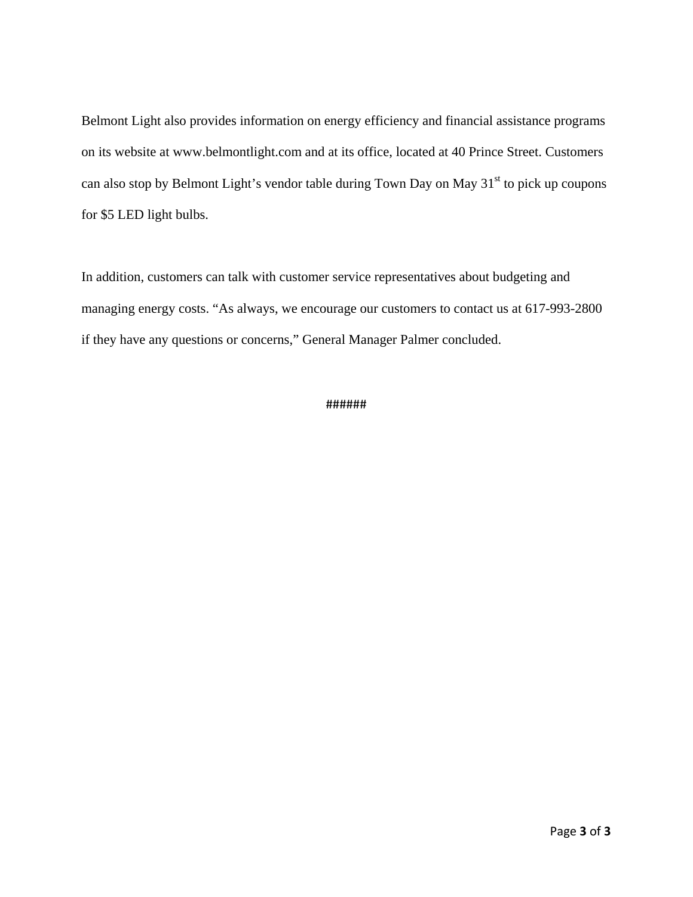Belmont Light also provides information on energy efficiency and financial assistance programs on its website at www.belmontlight.com and at its office, located at 40 Prince Street. Customers can also stop by Belmont Light's vendor table during Town Day on May 31st to pick up coupons for $5 LED light bulbs.

In addition, customers can talk with customer service representatives about budgeting and managing energy costs. "As always, we encourage our customers to contact us at 617-993-2800 if they have any questions or concerns," General Manager Palmer concluded.

######